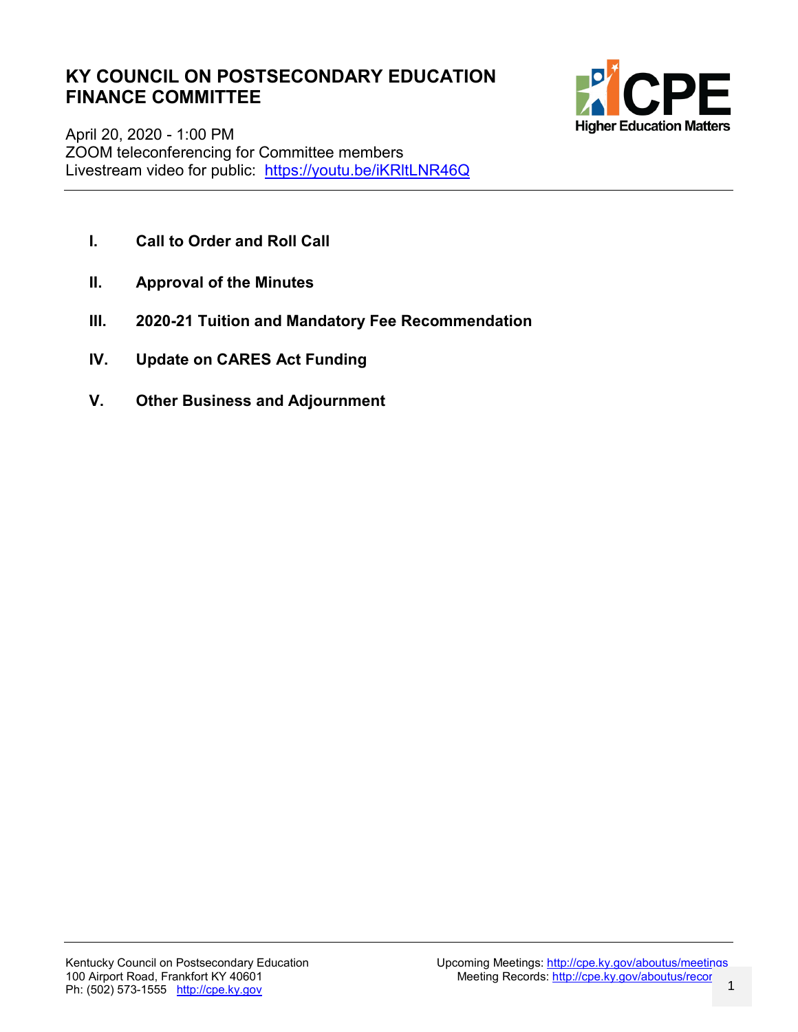# KY COUNCIL ON POSTSECONDARY EDUCATION FINANCE COMMITTEE

April 20, 2020 - 1:00 PM
ZOOM teleconferencing for Committee members
Livestream video for public: https://youtu.be/iKRltLNR46Q

I. **Call to Order and Roll Call**

II. **Approval of the Minutes**

III. **2020-21 Tuition and Mandatory Fee Recommendation**

IV. **Update on CARES Act Funding**

V. **Other Business and Adjournment**

Kentucky Council on Postsecondary Education
100 Airport Road, Frankfort KY 40601
Ph: (502) 573-1555 http://cpe.ky.gov

Upcoming Meetings: http://cpe.ky.gov/aboutus/meetings
Meeting Records: http://cpe.ky.gov/aboutus/recor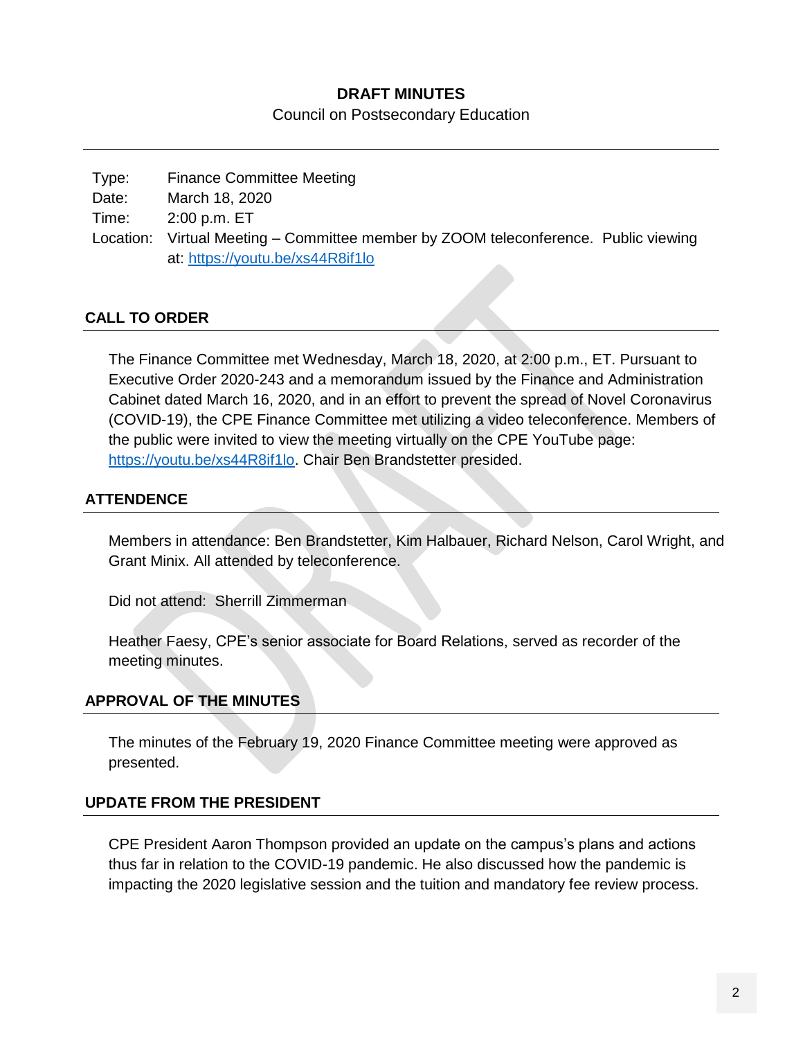**DRAFT MINUTES**

Council on Postsecondary Education

Type: Finance Committee Meeting
Date: March 18, 2020
Time: 2:00 p.m. ET
Location: Virtual Meeting – Committee member by ZOOM teleconference. Public viewing at: https://youtu.be/xs44R8if1lo

## CALL TO ORDER

The Finance Committee met Wednesday, March 18, 2020, at 2:00 p.m., ET. Pursuant to Executive Order 2020-243 and a memorandum issued by the Finance and Administration Cabinet dated March 16, 2020, and in an effort to prevent the spread of Novel Coronavirus (COVID-19), the CPE Finance Committee met utilizing a video teleconference. Members of the public were invited to view the meeting virtually on the CPE YouTube page: https://youtu.be/xs44R8if1lo. Chair Ben Brandstetter presided.

## ATTENDENCE

Members in attendance: Ben Brandstetter, Kim Halbauer, Richard Nelson, Carol Wright, and Grant Minix. All attended by teleconference.

Did not attend: Sherrill Zimmerman

Heather Faesy, CPE's senior associate for Board Relations, served as recorder of the meeting minutes.

## APPROVAL OF THE MINUTES

The minutes of the February 19, 2020 Finance Committee meeting were approved as presented.

## UPDATE FROM THE PRESIDENT

CPE President Aaron Thompson provided an update on the campus's plans and actions thus far in relation to the COVID-19 pandemic. He also discussed how the pandemic is impacting the 2020 legislative session and the tuition and mandatory fee review process.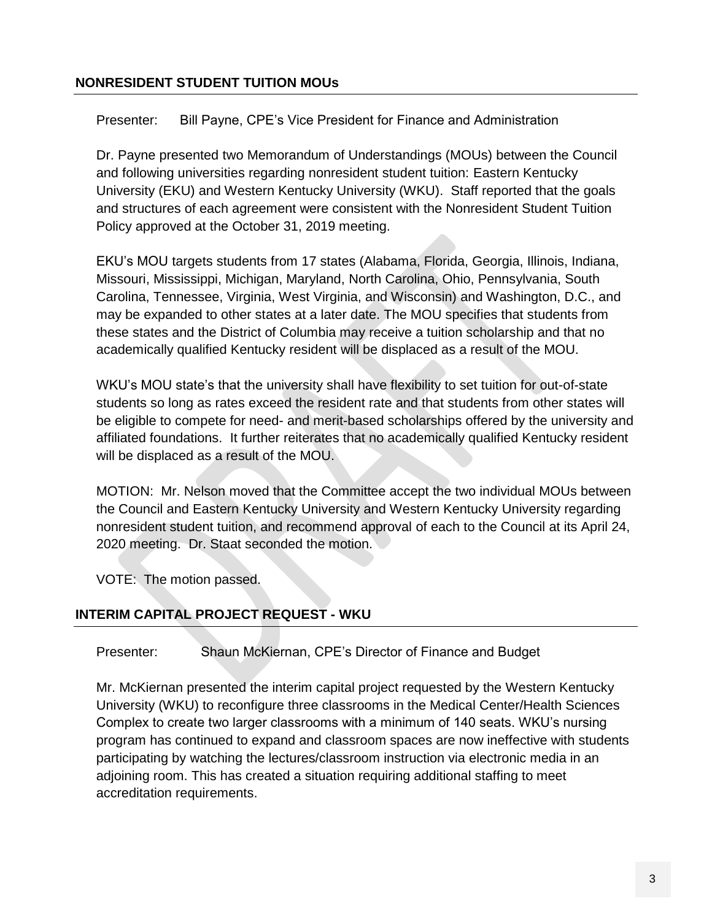## NONRESIDENT STUDENT TUITION MOUs

Presenter: Bill Payne, CPE's Vice President for Finance and Administration

Dr. Payne presented two Memorandum of Understandings (MOUs) between the Council and following universities regarding nonresident student tuition: Eastern Kentucky University (EKU) and Western Kentucky University (WKU). Staff reported that the goals and structures of each agreement were consistent with the Nonresident Student Tuition Policy approved at the October 31, 2019 meeting.

EKU's MOU targets students from 17 states (Alabama, Florida, Georgia, Illinois, Indiana, Missouri, Mississippi, Michigan, Maryland, North Carolina, Ohio, Pennsylvania, South Carolina, Tennessee, Virginia, West Virginia, and Wisconsin) and Washington, D.C., and may be expanded to other states at a later date. The MOU specifies that students from these states and the District of Columbia may receive a tuition scholarship and that no academically qualified Kentucky resident will be displaced as a result of the MOU.

WKU's MOU state's that the university shall have flexibility to set tuition for out-of-state students so long as rates exceed the resident rate and that students from other states will be eligible to compete for need- and merit-based scholarships offered by the university and affiliated foundations. It further reiterates that no academically qualified Kentucky resident will be displaced as a result of the MOU.

MOTION: Mr. Nelson moved that the Committee accept the two individual MOUs between the Council and Eastern Kentucky University and Western Kentucky University regarding nonresident student tuition, and recommend approval of each to the Council at its April 24, 2020 meeting. Dr. Staat seconded the motion.

VOTE: The motion passed.

## INTERIM CAPITAL PROJECT REQUEST - WKU

Presenter: Shaun McKiernan, CPE's Director of Finance and Budget

Mr. McKiernan presented the interim capital project requested by the Western Kentucky University (WKU) to reconfigure three classrooms in the Medical Center/Health Sciences Complex to create two larger classrooms with a minimum of 140 seats. WKU's nursing program has continued to expand and classroom spaces are now ineffective with students participating by watching the lectures/classroom instruction via electronic media in an adjoining room. This has created a situation requiring additional staffing to meet accreditation requirements.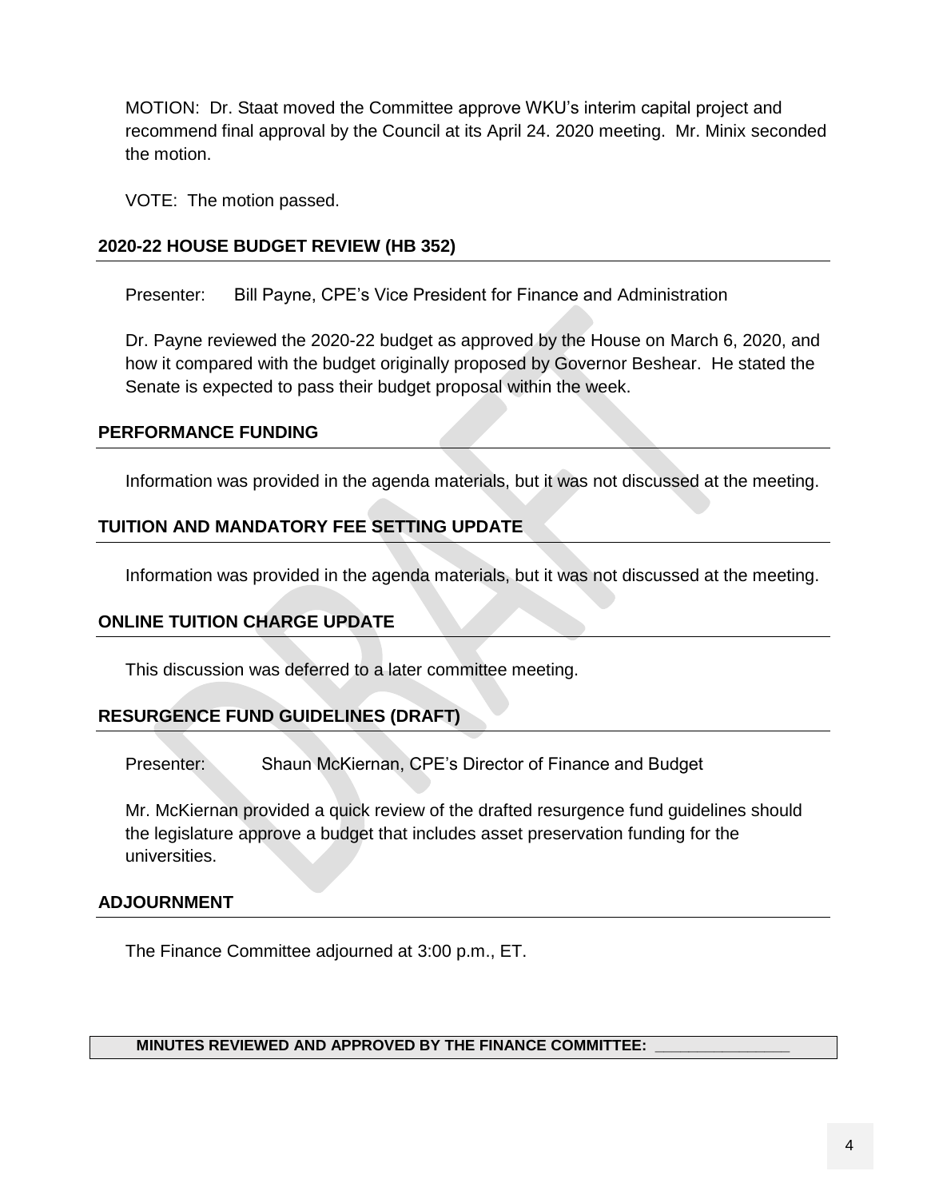MOTION: Dr. Staat moved the Committee approve WKU's interim capital project and recommend final approval by the Council at its April 24. 2020 meeting. Mr. Minix seconded the motion.

VOTE: The motion passed.

## 2020-22 HOUSE BUDGET REVIEW (HB 352)

Presenter: Bill Payne, CPE's Vice President for Finance and Administration

Dr. Payne reviewed the 2020-22 budget as approved by the House on March 6, 2020, and how it compared with the budget originally proposed by Governor Beshear. He stated the Senate is expected to pass their budget proposal within the week.

## PERFORMANCE FUNDING

Information was provided in the agenda materials, but it was not discussed at the meeting.

## TUITION AND MANDATORY FEE SETTING UPDATE

Information was provided in the agenda materials, but it was not discussed at the meeting.

## ONLINE TUITION CHARGE UPDATE

This discussion was deferred to a later committee meeting.

## RESURGENCE FUND GUIDELINES (DRAFT)

Presenter: Shaun McKiernan, CPE's Director of Finance and Budget

Mr. McKiernan provided a quick review of the drafted resurgence fund guidelines should the legislature approve a budget that includes asset preservation funding for the universities.

## ADJOURNMENT

The Finance Committee adjourned at 3:00 p.m., ET.

**MINUTES REVIEWED AND APPROVED BY THE FINANCE COMMITTEE: ________________**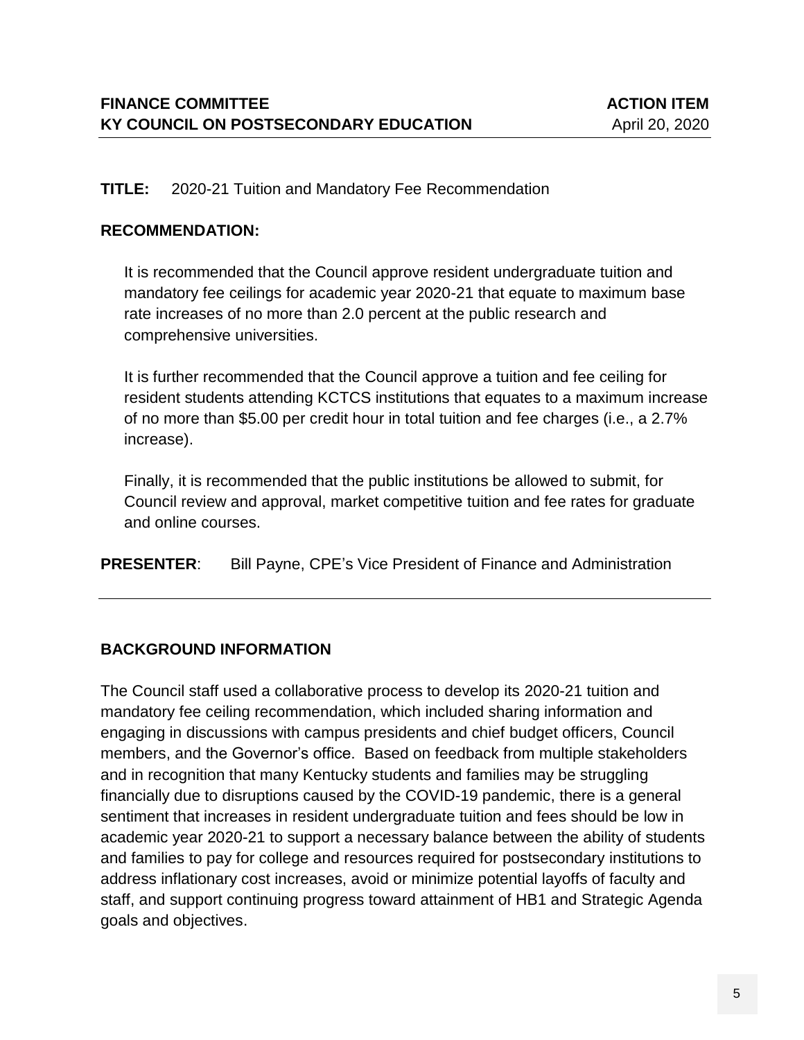**FINANCE COMMITTEE** **ACTION ITEM**
**KY COUNCIL ON POSTSECONDARY EDUCATION** April 20, 2020

**TITLE:** 2020-21 Tuition and Mandatory Fee Recommendation

**RECOMMENDATION:**

It is recommended that the Council approve resident undergraduate tuition and mandatory fee ceilings for academic year 2020-21 that equate to maximum base rate increases of no more than 2.0 percent at the public research and comprehensive universities.

It is further recommended that the Council approve a tuition and fee ceiling for resident students attending KCTCS institutions that equates to a maximum increase of no more than $5.00 per credit hour in total tuition and fee charges (i.e., a 2.7% increase).

Finally, it is recommended that the public institutions be allowed to submit, for Council review and approval, market competitive tuition and fee rates for graduate and online courses.

**PRESENTER**: Bill Payne, CPE's Vice President of Finance and Administration

---

## BACKGROUND INFORMATION

The Council staff used a collaborative process to develop its 2020-21 tuition and mandatory fee ceiling recommendation, which included sharing information and engaging in discussions with campus presidents and chief budget officers, Council members, and the Governor's office. Based on feedback from multiple stakeholders and in recognition that many Kentucky students and families may be struggling financially due to disruptions caused by the COVID-19 pandemic, there is a general sentiment that increases in resident undergraduate tuition and fees should be low in academic year 2020-21 to support a necessary balance between the ability of students and families to pay for college and resources required for postsecondary institutions to address inflationary cost increases, avoid or minimize potential layoffs of faculty and staff, and support continuing progress toward attainment of HB1 and Strategic Agenda goals and objectives.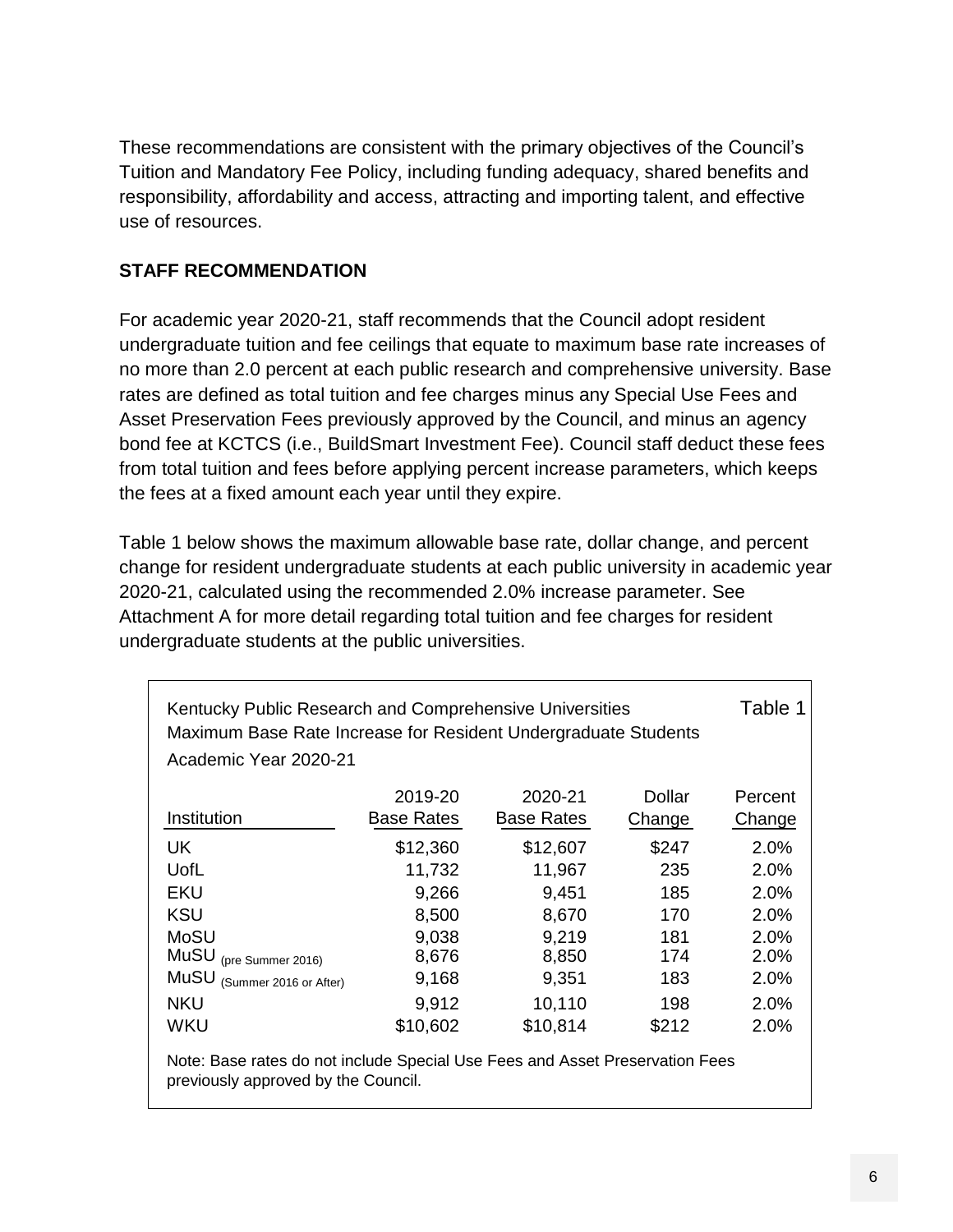These recommendations are consistent with the primary objectives of the Council's Tuition and Mandatory Fee Policy, including funding adequacy, shared benefits and responsibility, affordability and access, attracting and importing talent, and effective use of resources.

## STAFF RECOMMENDATION

For academic year 2020-21, staff recommends that the Council adopt resident undergraduate tuition and fee ceilings that equate to maximum base rate increases of no more than 2.0 percent at each public research and comprehensive university. Base rates are defined as total tuition and fee charges minus any Special Use Fees and Asset Preservation Fees previously approved by the Council, and minus an agency bond fee at KCTCS (i.e., BuildSmart Investment Fee). Council staff deduct these fees from total tuition and fees before applying percent increase parameters, which keeps the fees at a fixed amount each year until they expire.

Table 1 below shows the maximum allowable base rate, dollar change, and percent change for resident undergraduate students at each public university in academic year 2020-21, calculated using the recommended 2.0% increase parameter. See Attachment A for more detail regarding total tuition and fee charges for resident undergraduate students at the public universities.

Kentucky Public Research and Comprehensive Universities
Maximum Base Rate Increase for Resident Undergraduate Students
Academic Year 2020-21

Table 1

| Institution | 2019-20 Base Rates | 2020-21 Base Rates | Dollar Change | Percent Change |
|---|---|---|---|---|
| UK | $12,360 | $12,607 | $247 | 2.0% |
| UofL | 11,732 | 11,967 | 235 | 2.0% |
| EKU | 9,266 | 9,451 | 185 | 2.0% |
| KSU | 8,500 | 8,670 | 170 | 2.0% |
| MoSU | 9,038 | 9,219 | 181 | 2.0% |
| MuSU (pre Summer 2016) | 8,676 | 8,850 | 174 | 2.0% |
| MuSU (Summer 2016 or After) | 9,168 | 9,351 | 183 | 2.0% |
| NKU | 9,912 | 10,110 | 198 | 2.0% |
| WKU | $10,602 | $10,814 | $212 | 2.0% |

Note: Base rates do not include Special Use Fees and Asset Preservation Fees previously approved by the Council.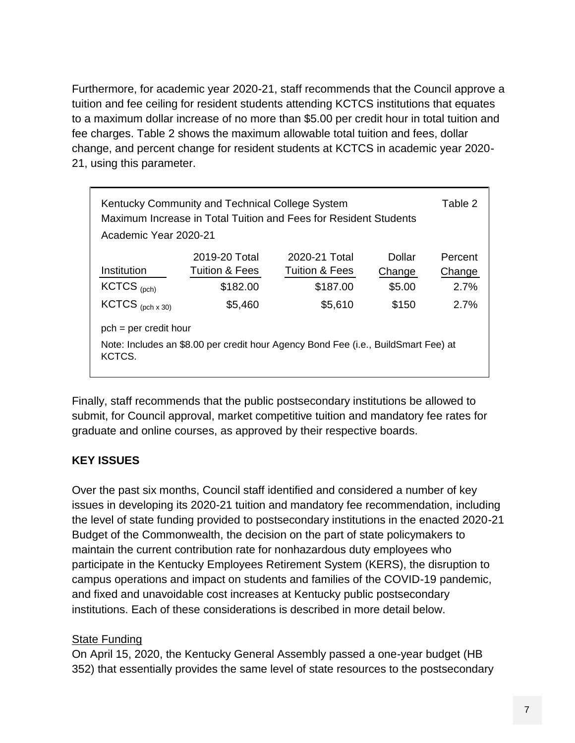Furthermore, for academic year 2020-21, staff recommends that the Council approve a tuition and fee ceiling for resident students attending KCTCS institutions that equates to a maximum dollar increase of no more than $5.00 per credit hour in total tuition and fee charges. Table 2 shows the maximum allowable total tuition and fees, dollar change, and percent change for resident students at KCTCS in academic year 2020-21, using this parameter.

Kentucky Community and Technical College System — Table 2

Maximum Increase in Total Tuition and Fees for Resident Students

Academic Year 2020-21

| Institution | 2019-20 Total Tuition & Fees | 2020-21 Total Tuition & Fees | Dollar Change | Percent Change |
|---|---|---|---|---|
| KCTCS $_{(pch)}$ | $182.00 | $187.00 | $5.00 | 2.7% |
| KCTCS $_{(pch\ x\ 30)}$ | $5,460 | $5,610 | $150 | 2.7% |

pch = per credit hour

Note: Includes an $8.00 per credit hour Agency Bond Fee (i.e., BuildSmart Fee) at KCTCS.

Finally, staff recommends that the public postsecondary institutions be allowed to submit, for Council approval, market competitive tuition and mandatory fee rates for graduate and online courses, as approved by their respective boards.

**KEY ISSUES**

Over the past six months, Council staff identified and considered a number of key issues in developing its 2020-21 tuition and mandatory fee recommendation, including the level of state funding provided to postsecondary institutions in the enacted 2020-21 Budget of the Commonwealth, the decision on the part of state policymakers to maintain the current contribution rate for nonhazardous duty employees who participate in the Kentucky Employees Retirement System (KERS), the disruption to campus operations and impact on students and families of the COVID-19 pandemic, and fixed and unavoidable cost increases at Kentucky public postsecondary institutions. Each of these considerations is described in more detail below.

<u>State Funding</u>

On April 15, 2020, the Kentucky General Assembly passed a one-year budget (HB 352) that essentially provides the same level of state resources to the postsecondary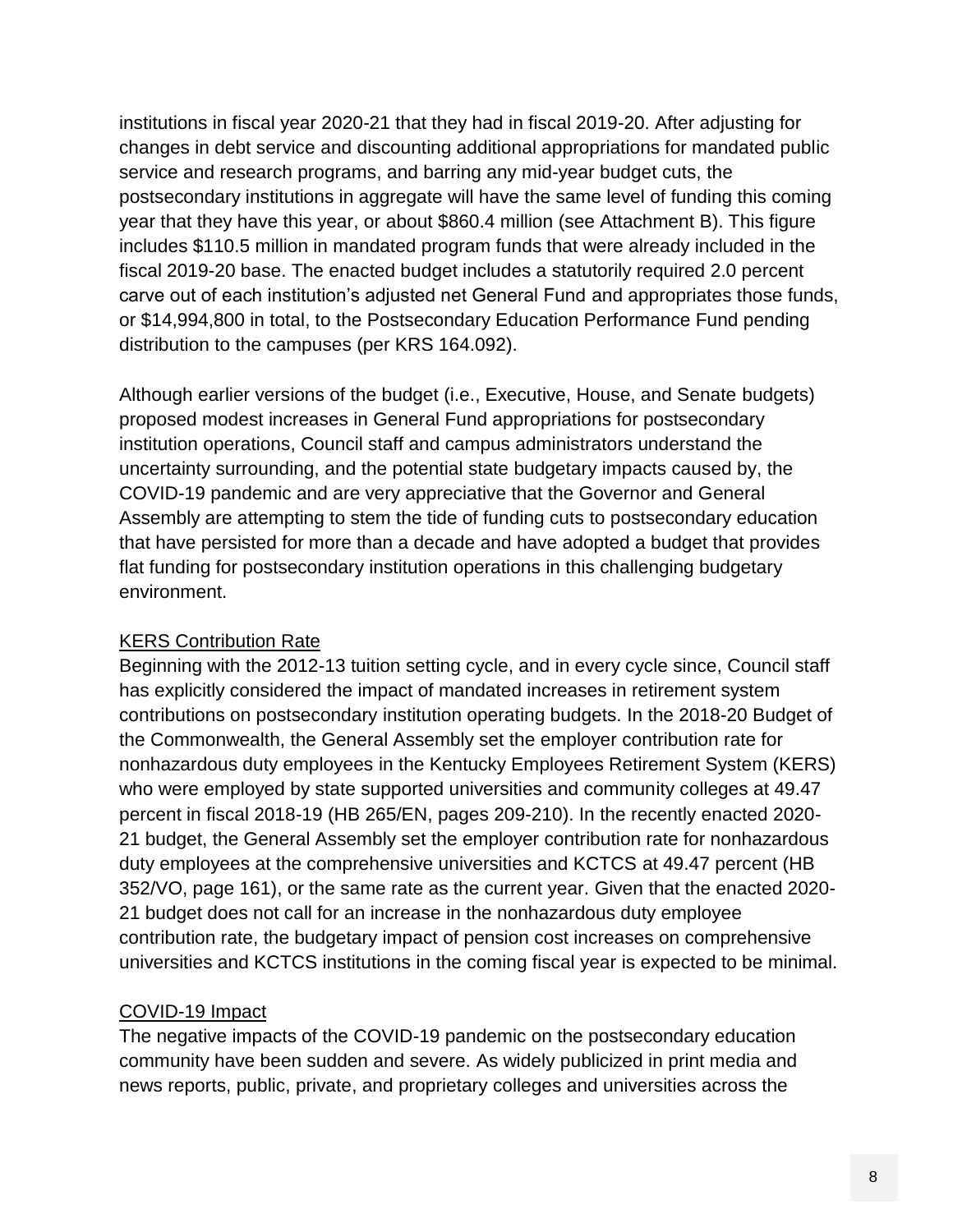institutions in fiscal year 2020-21 that they had in fiscal 2019-20. After adjusting for changes in debt service and discounting additional appropriations for mandated public service and research programs, and barring any mid-year budget cuts, the postsecondary institutions in aggregate will have the same level of funding this coming year that they have this year, or about $860.4 million (see Attachment B). This figure includes $110.5 million in mandated program funds that were already included in the fiscal 2019-20 base. The enacted budget includes a statutorily required 2.0 percent carve out of each institution's adjusted net General Fund and appropriates those funds, or $14,994,800 in total, to the Postsecondary Education Performance Fund pending distribution to the campuses (per KRS 164.092).

Although earlier versions of the budget (i.e., Executive, House, and Senate budgets) proposed modest increases in General Fund appropriations for postsecondary institution operations, Council staff and campus administrators understand the uncertainty surrounding, and the potential state budgetary impacts caused by, the COVID-19 pandemic and are very appreciative that the Governor and General Assembly are attempting to stem the tide of funding cuts to postsecondary education that have persisted for more than a decade and have adopted a budget that provides flat funding for postsecondary institution operations in this challenging budgetary environment.

<u>KERS Contribution Rate</u>
Beginning with the 2012-13 tuition setting cycle, and in every cycle since, Council staff has explicitly considered the impact of mandated increases in retirement system contributions on postsecondary institution operating budgets. In the 2018-20 Budget of the Commonwealth, the General Assembly set the employer contribution rate for nonhazardous duty employees in the Kentucky Employees Retirement System (KERS) who were employed by state supported universities and community colleges at 49.47 percent in fiscal 2018-19 (HB 265/EN, pages 209-210). In the recently enacted 2020-21 budget, the General Assembly set the employer contribution rate for nonhazardous duty employees at the comprehensive universities and KCTCS at 49.47 percent (HB 352/VO, page 161), or the same rate as the current year. Given that the enacted 2020-21 budget does not call for an increase in the nonhazardous duty employee contribution rate, the budgetary impact of pension cost increases on comprehensive universities and KCTCS institutions in the coming fiscal year is expected to be minimal.

<u>COVID-19 Impact</u>
The negative impacts of the COVID-19 pandemic on the postsecondary education community have been sudden and severe. As widely publicized in print media and news reports, public, private, and proprietary colleges and universities across the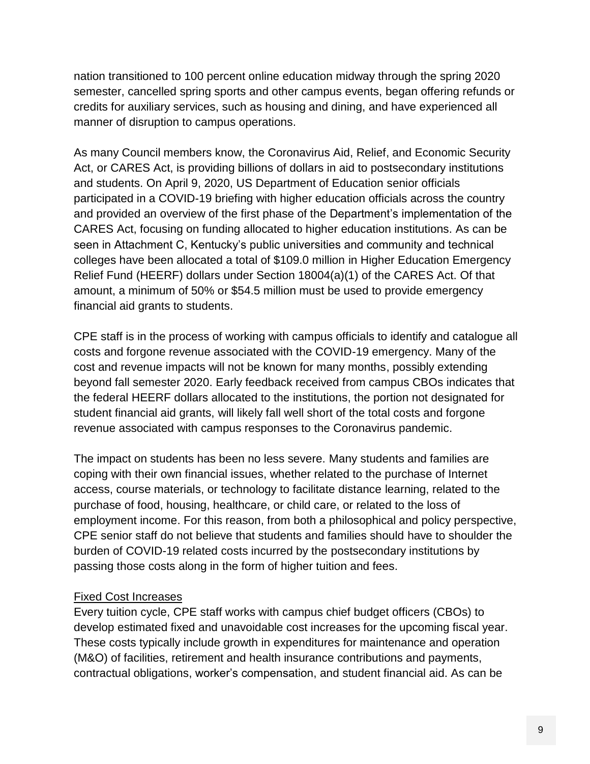nation transitioned to 100 percent online education midway through the spring 2020 semester, cancelled spring sports and other campus events, began offering refunds or credits for auxiliary services, such as housing and dining, and have experienced all manner of disruption to campus operations.

As many Council members know, the Coronavirus Aid, Relief, and Economic Security Act, or CARES Act, is providing billions of dollars in aid to postsecondary institutions and students. On April 9, 2020, US Department of Education senior officials participated in a COVID-19 briefing with higher education officials across the country and provided an overview of the first phase of the Department's implementation of the CARES Act, focusing on funding allocated to higher education institutions. As can be seen in Attachment C, Kentucky's public universities and community and technical colleges have been allocated a total of $109.0 million in Higher Education Emergency Relief Fund (HEERF) dollars under Section 18004(a)(1) of the CARES Act. Of that amount, a minimum of 50% or $54.5 million must be used to provide emergency financial aid grants to students.

CPE staff is in the process of working with campus officials to identify and catalogue all costs and forgone revenue associated with the COVID-19 emergency. Many of the cost and revenue impacts will not be known for many months, possibly extending beyond fall semester 2020. Early feedback received from campus CBOs indicates that the federal HEERF dollars allocated to the institutions, the portion not designated for student financial aid grants, will likely fall well short of the total costs and forgone revenue associated with campus responses to the Coronavirus pandemic.

The impact on students has been no less severe. Many students and families are coping with their own financial issues, whether related to the purchase of Internet access, course materials, or technology to facilitate distance learning, related to the purchase of food, housing, healthcare, or child care, or related to the loss of employment income. For this reason, from both a philosophical and policy perspective, CPE senior staff do not believe that students and families should have to shoulder the burden of COVID-19 related costs incurred by the postsecondary institutions by passing those costs along in the form of higher tuition and fees.

<u>Fixed Cost Increases</u>

Every tuition cycle, CPE staff works with campus chief budget officers (CBOs) to develop estimated fixed and unavoidable cost increases for the upcoming fiscal year. These costs typically include growth in expenditures for maintenance and operation (M&O) of facilities, retirement and health insurance contributions and payments, contractual obligations, worker's compensation, and student financial aid. As can be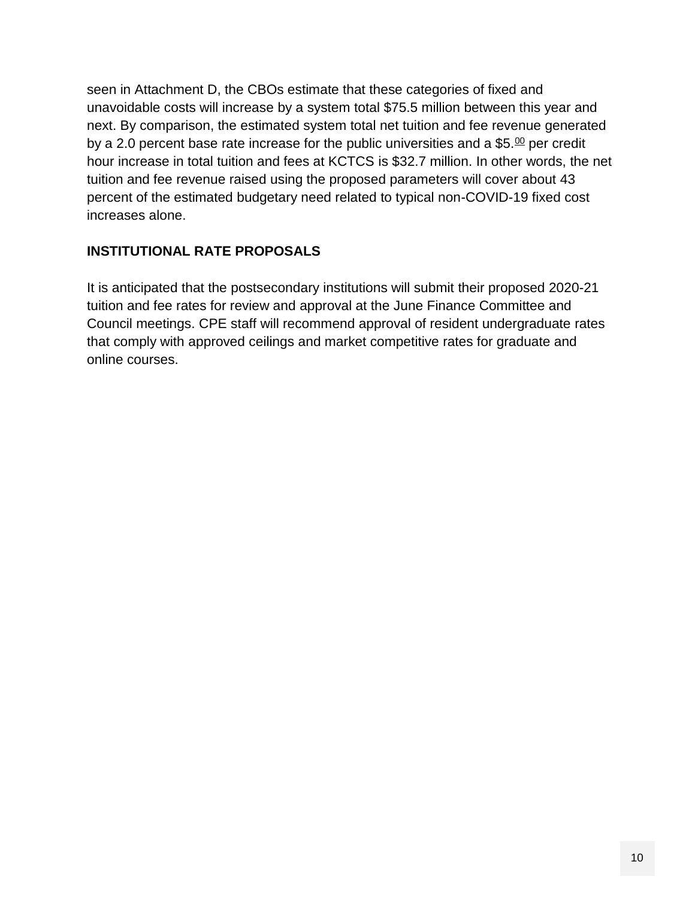seen in Attachment D, the CBOs estimate that these categories of fixed and unavoidable costs will increase by a system total $75.5 million between this year and next. By comparison, the estimated system total net tuition and fee revenue generated by a 2.0 percent base rate increase for the public universities and a $5.00 per credit hour increase in total tuition and fees at KCTCS is $32.7 million. In other words, the net tuition and fee revenue raised using the proposed parameters will cover about 43 percent of the estimated budgetary need related to typical non-COVID-19 fixed cost increases alone.

## INSTITUTIONAL RATE PROPOSALS

It is anticipated that the postsecondary institutions will submit their proposed 2020-21 tuition and fee rates for review and approval at the June Finance Committee and Council meetings. CPE staff will recommend approval of resident undergraduate rates that comply with approved ceilings and market competitive rates for graduate and online courses.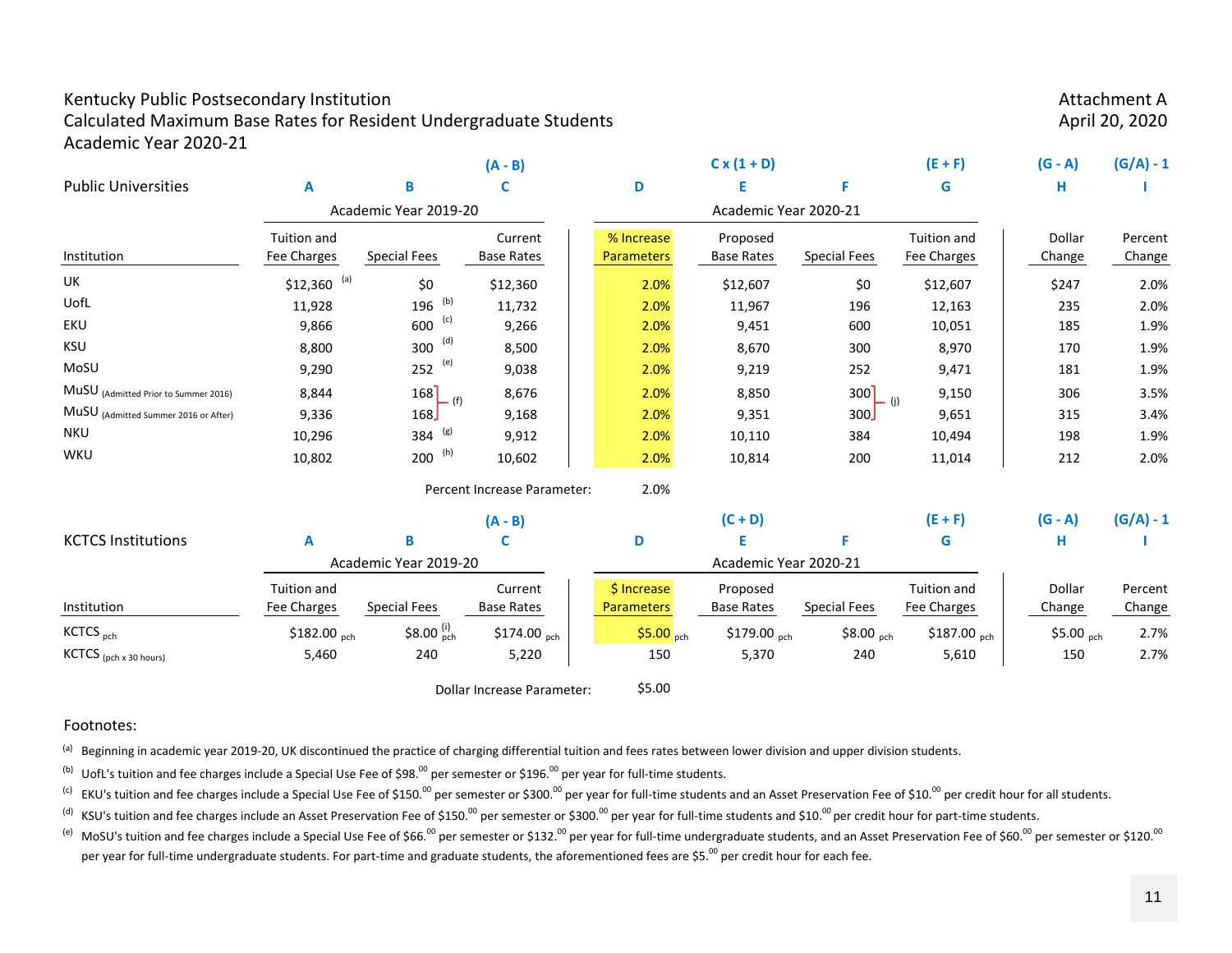Kentucky Public Postsecondary Institution
Calculated Maximum Base Rates for Resident Undergraduate Students
Academic Year 2020-21

Attachment A
April 20, 2020

| Public Universities | A | B | C | D | E | F | G | H | I |
|---|---|---|---|---|---|---|---|---|---|
| | | | (A - B) | | C x (1 + D) | | (E + F) | (G - A) | (G/A) - 1 |
| | Academic Year 2019-20 | | | Academic Year 2020-21 | | | | | |
| Institution | Tuition and Fee Charges | Special Fees | Current Base Rates | % Increase Parameters | Proposed Base Rates | Special Fees | Tuition and Fee Charges | Dollar Change | Percent Change |
| UK | $12,360 [a] | $0 | $12,360 | 2.0% | $12,607 | $0 | $12,607 | $247 | 2.0% |
| UofL | 11,928 | 196 [b] | 11,732 | 2.0% | 11,967 | 196 | 12,163 | 235 | 2.0% |
| EKU | 9,866 | 600 [c] | 9,266 | 2.0% | 9,451 | 600 | 10,051 | 185 | 1.9% |
| KSU | 8,800 | 300 [d] | 8,500 | 2.0% | 8,670 | 300 | 8,970 | 170 | 1.9% |
| MoSU | 9,290 | 252 [e] | 9,038 | 2.0% | 9,219 | 252 | 9,471 | 181 | 1.9% |
| MuSU (Admitted Prior to Summer 2016) | 8,844 | 168 [f] | 8,676 | 2.0% | 8,850 | 300 [j] | 9,150 | 306 | 3.5% |
| MuSU (Admitted Summer 2016 or After) | 9,336 | 168 [f] | 9,168 | 2.0% | 9,351 | 300 [j] | 9,651 | 315 | 3.4% |
| NKU | 10,296 | 384 [g] | 9,912 | 2.0% | 10,110 | 384 | 10,494 | 198 | 1.9% |
| WKU | 10,802 | 200 [h] | 10,602 | 2.0% | 10,814 | 200 | 11,014 | 212 | 2.0% |

Percent Increase Parameter: 2.0%

| KCTCS Institutions | A | B | C | D | E | F | G | H | I |
|---|---|---|---|---|---|---|---|---|---|
| | | | (A - B) | | (C + D) | | (E + F) | (G - A) | (G/A) - 1 |
| | Academic Year 2019-20 | | | Academic Year 2020-21 | | | | | |
| Institution | Tuition and Fee Charges | Special Fees | Current Base Rates | $ Increase Parameters | Proposed Base Rates | Special Fees | Tuition and Fee Charges | Dollar Change | Percent Change |
| KCTCS pch | $182.00 pch | $8.00 [i] pch | $174.00 pch | $5.00 pch | $179.00 pch | $8.00 pch | $187.00 pch | $5.00 pch | 2.7% |
| KCTCS (pch x 30 hours) | 5,460 | 240 | 5,220 | 150 | 5,370 | 240 | 5,610 | 150 | 2.7% |

Dollar Increase Parameter: $5.00

Footnotes:

[a] Beginning in academic year 2019-20, UK discontinued the practice of charging differential tuition and fees rates between lower division and upper division students.

[b] UofL's tuition and fee charges include a Special Use Fee of $98.00 per semester or $196.00 per year for full-time students.

[c] EKU's tuition and fee charges include a Special Use Fee of $150.00 per semester or $300.00 per year for full-time students and an Asset Preservation Fee of $10.00 per credit hour for all students.

[d] KSU's tuition and fee charges include an Asset Preservation Fee of $150.00 per semester or $300.00 per year for full-time students and $10.00 per credit hour for part-time students.

[e] MoSU's tuition and fee charges include a Special Use Fee of $66.00 per semester or $132.00 per year for full-time undergraduate students, and an Asset Preservation Fee of $60.00 per semester or $120.00 per year for full-time undergraduate students. For part-time and graduate students, the aforementioned fees are $5.00 per credit hour for each fee.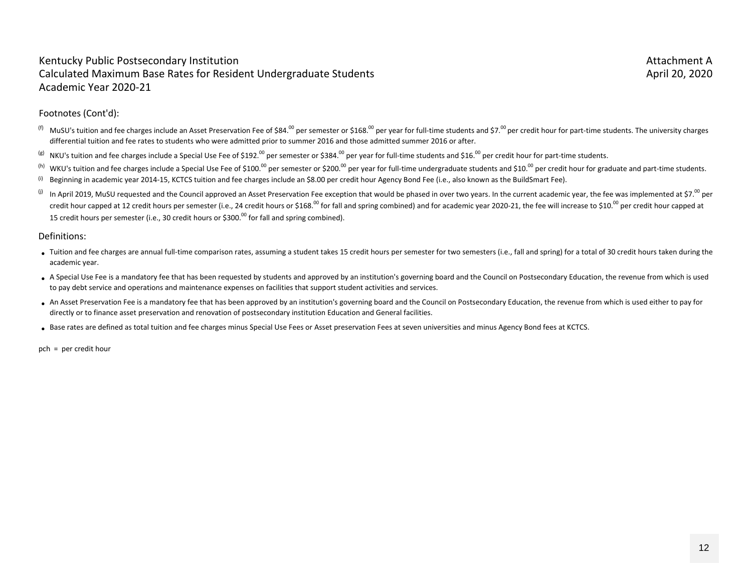Kentucky Public Postsecondary Institution
Calculated Maximum Base Rates for Resident Undergraduate Students
Academic Year 2020-21

Attachment A
April 20, 2020

Footnotes (Cont'd):

[f] MuSU's tuition and fee charges include an Asset Preservation Fee of \$84.00 per semester or \$168.00 per year for full-time students and \$7.00 per credit hour for part-time students. The university charges differential tuition and fee rates to students who were admitted prior to summer 2016 and those admitted summer 2016 or after.

[g] NKU's tuition and fee charges include a Special Use Fee of \$192.00 per semester or \$384.00 per year for full-time students and \$16.00 per credit hour for part-time students.

[h] WKU's tuition and fee charges include a Special Use Fee of \$100.00 per semester or \$200.00 per year for full-time undergraduate students and \$10.00 per credit hour for graduate and part-time students.

[i] Beginning in academic year 2014-15, KCTCS tuition and fee charges include an \$8.00 per credit hour Agency Bond Fee (i.e., also known as the BuildSmart Fee).

[j] In April 2019, MuSU requested and the Council approved an Asset Preservation Fee exception that would be phased in over two years. In the current academic year, the fee was implemented at \$7.00 per credit hour capped at 12 credit hours per semester (i.e., 24 credit hours or \$168.00 for fall and spring combined) and for academic year 2020-21, the fee will increase to \$10.00 per credit hour capped at 15 credit hours per semester (i.e., 30 credit hours or \$300.00 for fall and spring combined).

Definitions:

- Tuition and fee charges are annual full-time comparison rates, assuming a student takes 15 credit hours per semester for two semesters (i.e., fall and spring) for a total of 30 credit hours taken during the academic year.
- A Special Use Fee is a mandatory fee that has been requested by students and approved by an institution's governing board and the Council on Postsecondary Education, the revenue from which is used to pay debt service and operations and maintenance expenses on facilities that support student activities and services.
- An Asset Preservation Fee is a mandatory fee that has been approved by an institution's governing board and the Council on Postsecondary Education, the revenue from which is used either to pay for directly or to finance asset preservation and renovation of postsecondary institution Education and General facilities.
- Base rates are defined as total tuition and fee charges minus Special Use Fees or Asset preservation Fees at seven universities and minus Agency Bond fees at KCTCS.

pch = per credit hour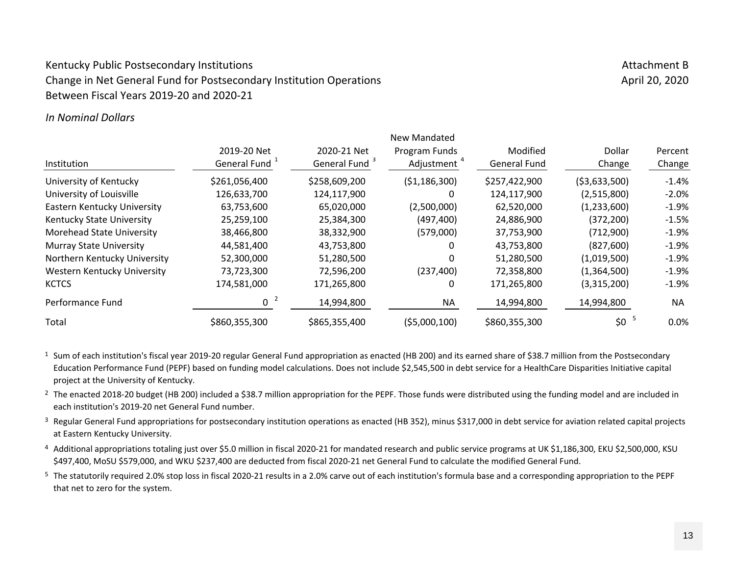Kentucky Public Postsecondary Institutions
Change in Net General Fund for Postsecondary Institution Operations
Between Fiscal Years 2019-20 and 2020-21

Attachment B
April 20, 2020

*In Nominal Dollars*

| Institution | 2019-20 Net General Fund [1] | 2020-21 Net General Fund [3] | New Mandated Program Funds Adjustment [4] | Modified General Fund | Dollar Change | Percent Change |
|---|---|---|---|---|---|---|
| University of Kentucky | $261,056,400 | $258,609,200 | ($1,186,300) | $257,422,900 | ($3,633,500) | -1.4% |
| University of Louisville | 126,633,700 | 124,117,900 | 0 | 124,117,900 | (2,515,800) | -2.0% |
| Eastern Kentucky University | 63,753,600 | 65,020,000 | (2,500,000) | 62,520,000 | (1,233,600) | -1.9% |
| Kentucky State University | 25,259,100 | 25,384,300 | (497,400) | 24,886,900 | (372,200) | -1.5% |
| Morehead State University | 38,466,800 | 38,332,900 | (579,000) | 37,753,900 | (712,900) | -1.9% |
| Murray State University | 44,581,400 | 43,753,800 | 0 | 43,753,800 | (827,600) | -1.9% |
| Northern Kentucky University | 52,300,000 | 51,280,500 | 0 | 51,280,500 | (1,019,500) | -1.9% |
| Western Kentucky University | 73,723,300 | 72,596,200 | (237,400) | 72,358,800 | (1,364,500) | -1.9% |
| KCTCS | 174,581,000 | 171,265,800 | 0 | 171,265,800 | (3,315,200) | -1.9% |
| Performance Fund | 0 [2] | 14,994,800 | NA | 14,994,800 | 14,994,800 | NA |
| Total | $860,355,300 | $865,355,400 | ($5,000,100) | $860,355,300 | $0 [5] | 0.0% |

[1] Sum of each institution's fiscal year 2019-20 regular General Fund appropriation as enacted (HB 200) and its earned share of $38.7 million from the Postsecondary Education Performance Fund (PEPF) based on funding model calculations. Does not include $2,545,500 in debt service for a HealthCare Disparities Initiative capital project at the University of Kentucky.

[2] The enacted 2018-20 budget (HB 200) included a $38.7 million appropriation for the PEPF. Those funds were distributed using the funding model and are included in each institution's 2019-20 net General Fund number.

[3] Regular General Fund appropriations for postsecondary institution operations as enacted (HB 352), minus $317,000 in debt service for aviation related capital projects at Eastern Kentucky University.

[4] Additional appropriations totaling just over $5.0 million in fiscal 2020-21 for mandated research and public service programs at UK $1,186,300, EKU $2,500,000, KSU $497,400, MoSU $579,000, and WKU $237,400 are deducted from fiscal 2020-21 net General Fund to calculate the modified General Fund.

[5] The statutorily required 2.0% stop loss in fiscal 2020-21 results in a 2.0% carve out of each institution's formula base and a corresponding appropriation to the PEPF that net to zero for the system.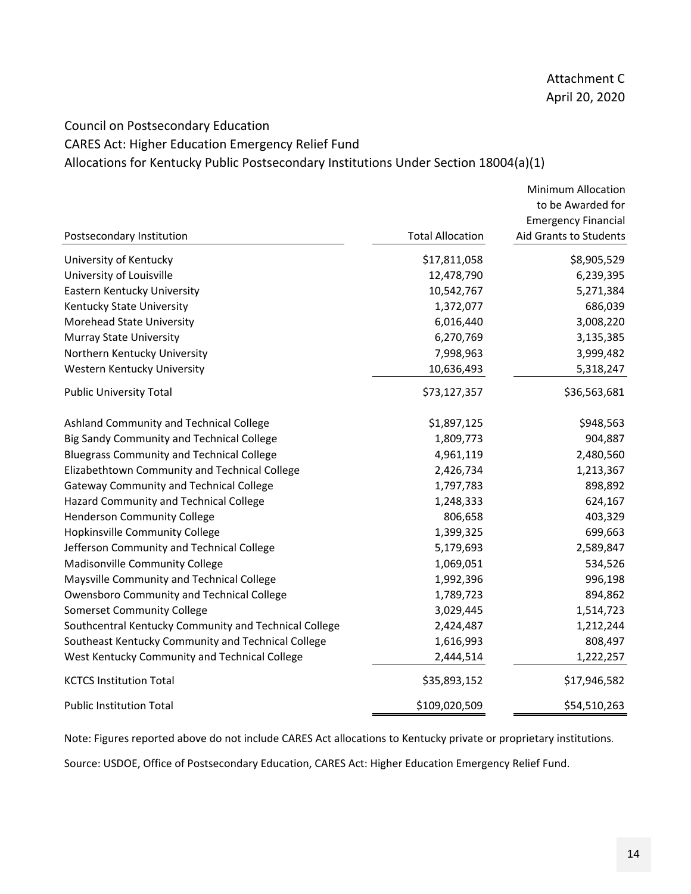Attachment C
April 20, 2020

## Council on Postsecondary Education
## CARES Act: Higher Education Emergency Relief Fund
## Allocations for Kentucky Public Postsecondary Institutions Under Section 18004(a)(1)

| Postsecondary Institution | Total Allocation | Minimum Allocation to be Awarded for Emergency Financial Aid Grants to Students |
|---|---|---|
| University of Kentucky | $17,811,058 | $8,905,529 |
| University of Louisville | 12,478,790 | 6,239,395 |
| Eastern Kentucky University | 10,542,767 | 5,271,384 |
| Kentucky State University | 1,372,077 | 686,039 |
| Morehead State University | 6,016,440 | 3,008,220 |
| Murray State University | 6,270,769 | 3,135,385 |
| Northern Kentucky University | 7,998,963 | 3,999,482 |
| Western Kentucky University | 10,636,493 | 5,318,247 |
| Public University Total | $73,127,357 | $36,563,681 |
| Ashland Community and Technical College | $1,897,125 | $948,563 |
| Big Sandy Community and Technical College | 1,809,773 | 904,887 |
| Bluegrass Community and Technical College | 4,961,119 | 2,480,560 |
| Elizabethtown Community and Technical College | 2,426,734 | 1,213,367 |
| Gateway Community and Technical College | 1,797,783 | 898,892 |
| Hazard Community and Technical College | 1,248,333 | 624,167 |
| Henderson Community College | 806,658 | 403,329 |
| Hopkinsville Community College | 1,399,325 | 699,663 |
| Jefferson Community and Technical College | 5,179,693 | 2,589,847 |
| Madisonville Community College | 1,069,051 | 534,526 |
| Maysville Community and Technical College | 1,992,396 | 996,198 |
| Owensboro Community and Technical College | 1,789,723 | 894,862 |
| Somerset Community College | 3,029,445 | 1,514,723 |
| Southcentral Kentucky Community and Technical College | 2,424,487 | 1,212,244 |
| Southeast Kentucky Community and Technical College | 1,616,993 | 808,497 |
| West Kentucky Community and Technical College | 2,444,514 | 1,222,257 |
| KCTCS Institution Total | $35,893,152 | $17,946,582 |
| Public Institution Total | $109,020,509 | $54,510,263 |

Note: Figures reported above do not include CARES Act allocations to Kentucky private or proprietary institutions.

Source: USDOE, Office of Postsecondary Education, CARES Act: Higher Education Emergency Relief Fund.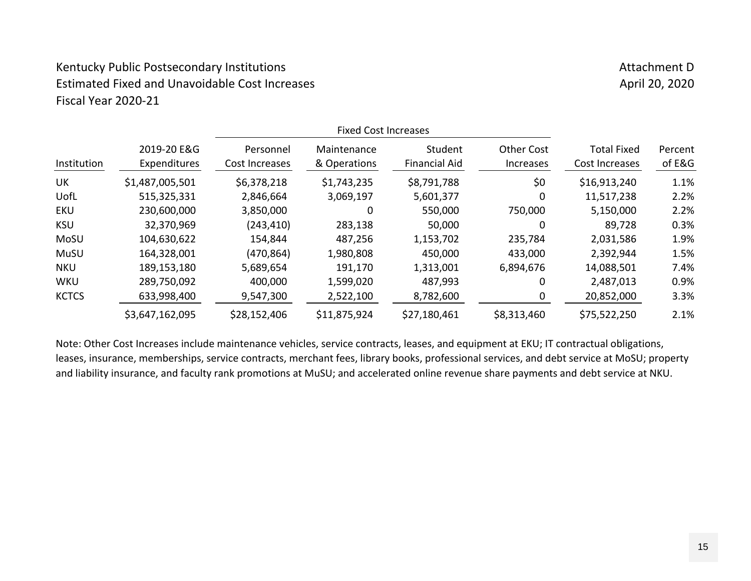Kentucky Public Postsecondary Institutions
Estimated Fixed and Unavoidable Cost Increases
Fiscal Year 2020-21

Attachment D
April 20, 2020

| | | Fixed Cost Increases | | | | | |
|---|---|---|---|---|---|---|---|
| Institution | 2019-20 E&G Expenditures | Personnel Cost Increases | Maintenance & Operations | Student Financial Aid | Other Cost Increases | Total Fixed Cost Increases | Percent of E&G |
| UK | $1,487,005,501 | $6,378,218 | $1,743,235 | $8,791,788 | $0 | $16,913,240 | 1.1% |
| UofL | 515,325,331 | 2,846,664 | 3,069,197 | 5,601,377 | 0 | 11,517,238 | 2.2% |
| EKU | 230,600,000 | 3,850,000 | 0 | 550,000 | 750,000 | 5,150,000 | 2.2% |
| KSU | 32,370,969 | (243,410) | 283,138 | 50,000 | 0 | 89,728 | 0.3% |
| MoSU | 104,630,622 | 154,844 | 487,256 | 1,153,702 | 235,784 | 2,031,586 | 1.9% |
| MuSU | 164,328,001 | (470,864) | 1,980,808 | 450,000 | 433,000 | 2,392,944 | 1.5% |
| NKU | 189,153,180 | 5,689,654 | 191,170 | 1,313,001 | 6,894,676 | 14,088,501 | 7.4% |
| WKU | 289,750,092 | 400,000 | 1,599,020 | 487,993 | 0 | 2,487,013 | 0.9% |
| KCTCS | 633,998,400 | 9,547,300 | 2,522,100 | 8,782,600 | 0 | 20,852,000 | 3.3% |
| | $3,647,162,095 | $28,152,406 | $11,875,924 | $27,180,461 | $8,313,460 | $75,522,250 | 2.1% |

Note: Other Cost Increases include maintenance vehicles, service contracts, leases, and equipment at EKU; IT contractual obligations, leases, insurance, memberships, service contracts, merchant fees, library books, professional services, and debt service at MoSU; property and liability insurance, and faculty rank promotions at MuSU; and accelerated online revenue share payments and debt service at NKU.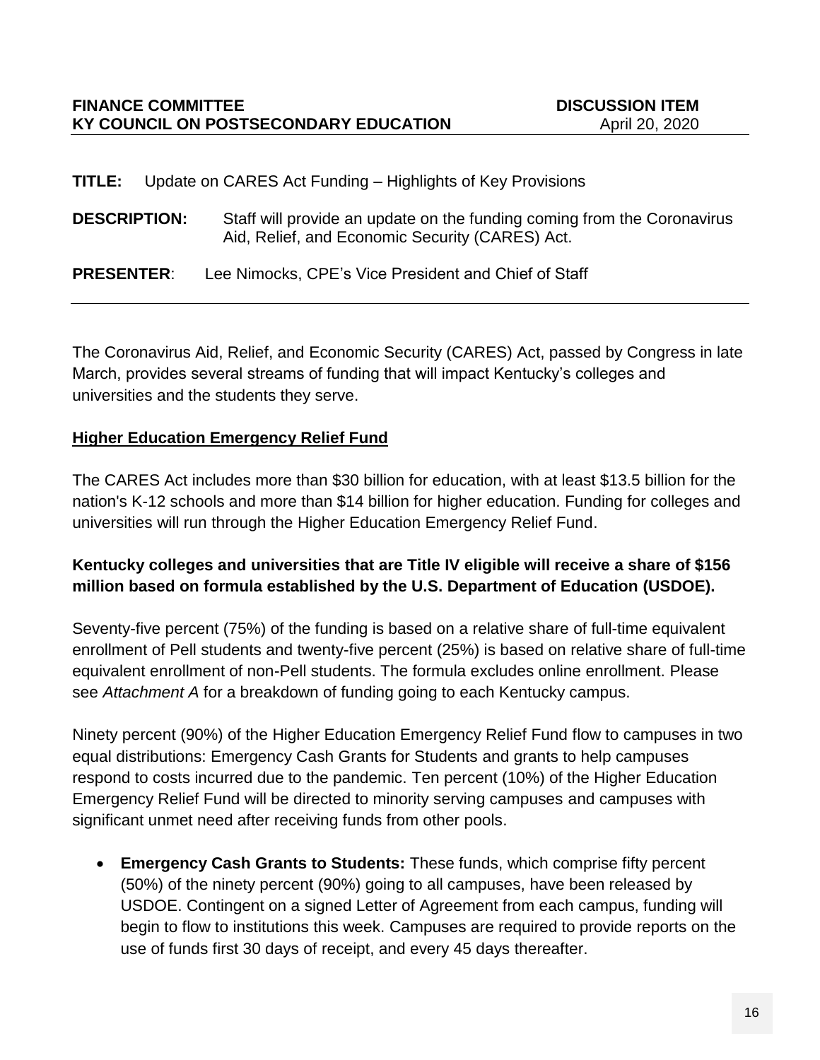**FINANCE COMMITTEE** **DISCUSSION ITEM**
**KY COUNCIL ON POSTSECONDARY EDUCATION** April 20, 2020

**TITLE:** Update on CARES Act Funding – Highlights of Key Provisions

**DESCRIPTION:** Staff will provide an update on the funding coming from the Coronavirus Aid, Relief, and Economic Security (CARES) Act.

**PRESENTER**: Lee Nimocks, CPE's Vice President and Chief of Staff

---

The Coronavirus Aid, Relief, and Economic Security (CARES) Act, passed by Congress in late March, provides several streams of funding that will impact Kentucky's colleges and universities and the students they serve.

## Higher Education Emergency Relief Fund

The CARES Act includes more than $30 billion for education, with at least $13.5 billion for the nation's K-12 schools and more than $14 billion for higher education. Funding for colleges and universities will run through the Higher Education Emergency Relief Fund.

**Kentucky colleges and universities that are Title IV eligible will receive a share of $156 million based on formula established by the U.S. Department of Education (USDOE).**

Seventy-five percent (75%) of the funding is based on a relative share of full-time equivalent enrollment of Pell students and twenty-five percent (25%) is based on relative share of full-time equivalent enrollment of non-Pell students. The formula excludes online enrollment. Please see *Attachment A* for a breakdown of funding going to each Kentucky campus.

Ninety percent (90%) of the Higher Education Emergency Relief Fund flow to campuses in two equal distributions: Emergency Cash Grants for Students and grants to help campuses respond to costs incurred due to the pandemic. Ten percent (10%) of the Higher Education Emergency Relief Fund will be directed to minority serving campuses and campuses with significant unmet need after receiving funds from other pools.

- **Emergency Cash Grants to Students:** These funds, which comprise fifty percent (50%) of the ninety percent (90%) going to all campuses, have been released by USDOE. Contingent on a signed Letter of Agreement from each campus, funding will begin to flow to institutions this week. Campuses are required to provide reports on the use of funds first 30 days of receipt, and every 45 days thereafter.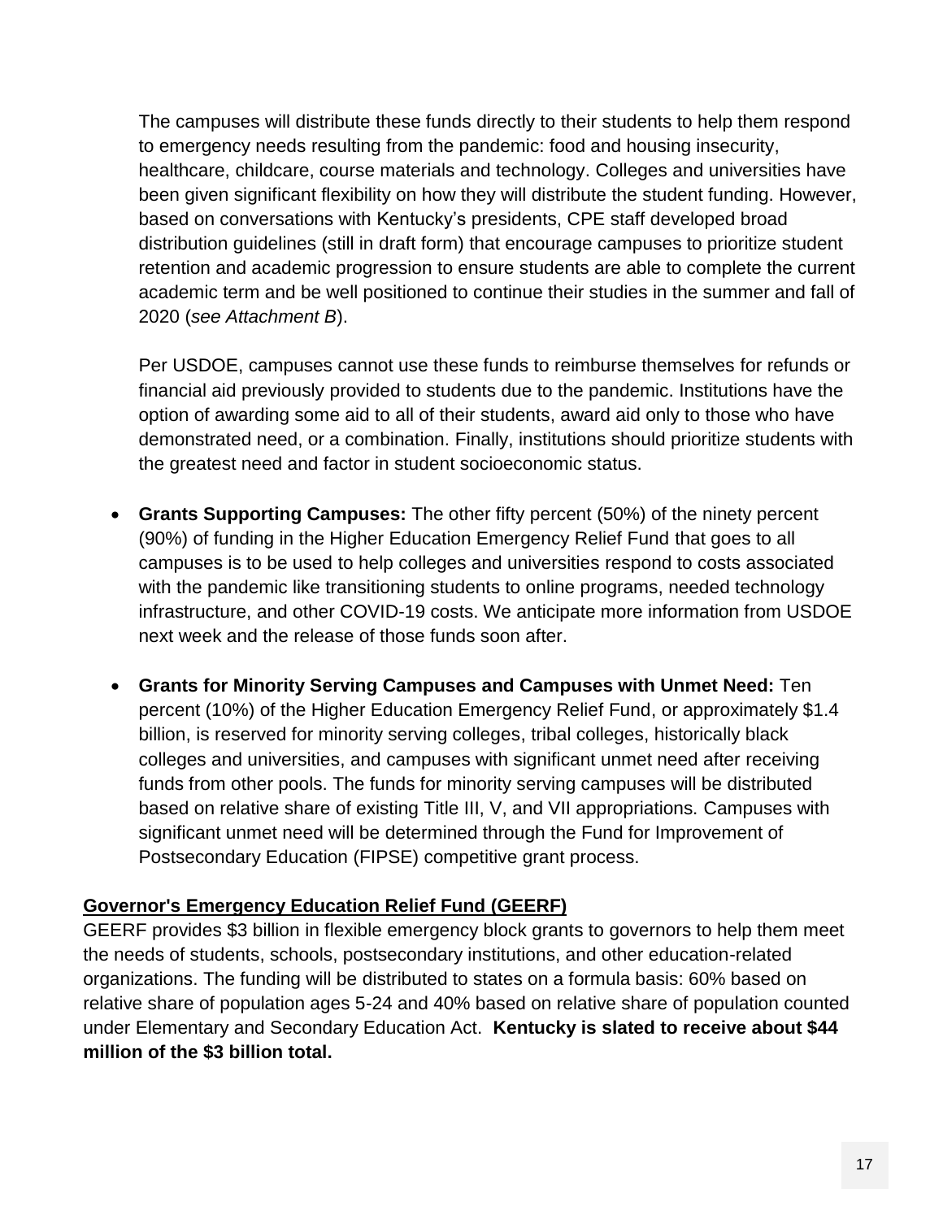The campuses will distribute these funds directly to their students to help them respond to emergency needs resulting from the pandemic: food and housing insecurity, healthcare, childcare, course materials and technology. Colleges and universities have been given significant flexibility on how they will distribute the student funding. However, based on conversations with Kentucky's presidents, CPE staff developed broad distribution guidelines (still in draft form) that encourage campuses to prioritize student retention and academic progression to ensure students are able to complete the current academic term and be well positioned to continue their studies in the summer and fall of 2020 (*see Attachment B*).

Per USDOE, campuses cannot use these funds to reimburse themselves for refunds or financial aid previously provided to students due to the pandemic. Institutions have the option of awarding some aid to all of their students, award aid only to those who have demonstrated need, or a combination. Finally, institutions should prioritize students with the greatest need and factor in student socioeconomic status.

- **Grants Supporting Campuses:** The other fifty percent (50%) of the ninety percent (90%) of funding in the Higher Education Emergency Relief Fund that goes to all campuses is to be used to help colleges and universities respond to costs associated with the pandemic like transitioning students to online programs, needed technology infrastructure, and other COVID-19 costs. We anticipate more information from USDOE next week and the release of those funds soon after.

- **Grants for Minority Serving Campuses and Campuses with Unmet Need:** Ten percent (10%) of the Higher Education Emergency Relief Fund, or approximately $1.4 billion, is reserved for minority serving colleges, tribal colleges, historically black colleges and universities, and campuses with significant unmet need after receiving funds from other pools. The funds for minority serving campuses will be distributed based on relative share of existing Title III, V, and VII appropriations. Campuses with significant unmet need will be determined through the Fund for Improvement of Postsecondary Education (FIPSE) competitive grant process.

**Governor's Emergency Education Relief Fund (GEERF)**

GEERF provides $3 billion in flexible emergency block grants to governors to help them meet the needs of students, schools, postsecondary institutions, and other education-related organizations. The funding will be distributed to states on a formula basis: 60% based on relative share of population ages 5-24 and 40% based on relative share of population counted under Elementary and Secondary Education Act. **Kentucky is slated to receive about $44 million of the $3 billion total.**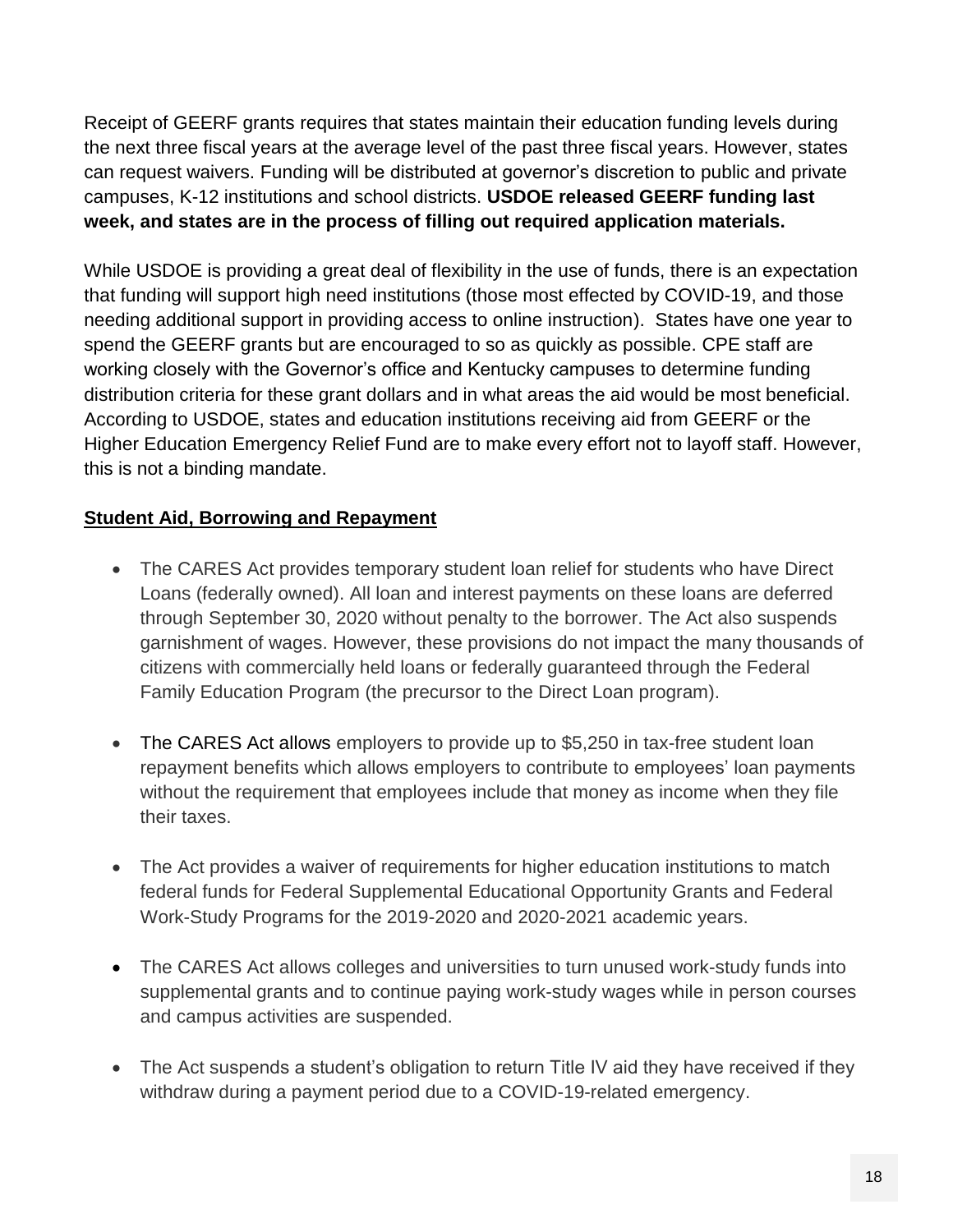Receipt of GEERF grants requires that states maintain their education funding levels during the next three fiscal years at the average level of the past three fiscal years. However, states can request waivers. Funding will be distributed at governor's discretion to public and private campuses, K-12 institutions and school districts. **USDOE released GEERF funding last week, and states are in the process of filling out required application materials.**

While USDOE is providing a great deal of flexibility in the use of funds, there is an expectation that funding will support high need institutions (those most effected by COVID-19, and those needing additional support in providing access to online instruction). States have one year to spend the GEERF grants but are encouraged to so as quickly as possible. CPE staff are working closely with the Governor's office and Kentucky campuses to determine funding distribution criteria for these grant dollars and in what areas the aid would be most beneficial. According to USDOE, states and education institutions receiving aid from GEERF or the Higher Education Emergency Relief Fund are to make every effort not to layoff staff. However, this is not a binding mandate.

**Student Aid, Borrowing and Repayment**

- The CARES Act provides temporary student loan relief for students who have Direct Loans (federally owned). All loan and interest payments on these loans are deferred through September 30, 2020 without penalty to the borrower. The Act also suspends garnishment of wages. However, these provisions do not impact the many thousands of citizens with commercially held loans or federally guaranteed through the Federal Family Education Program (the precursor to the Direct Loan program).

- The CARES Act allows employers to provide up to $5,250 in tax-free student loan repayment benefits which allows employers to contribute to employees' loan payments without the requirement that employees include that money as income when they file their taxes.

- The Act provides a waiver of requirements for higher education institutions to match federal funds for Federal Supplemental Educational Opportunity Grants and Federal Work-Study Programs for the 2019-2020 and 2020-2021 academic years.

- The CARES Act allows colleges and universities to turn unused work-study funds into supplemental grants and to continue paying work-study wages while in person courses and campus activities are suspended.

- The Act suspends a student's obligation to return Title IV aid they have received if they withdraw during a payment period due to a COVID-19-related emergency.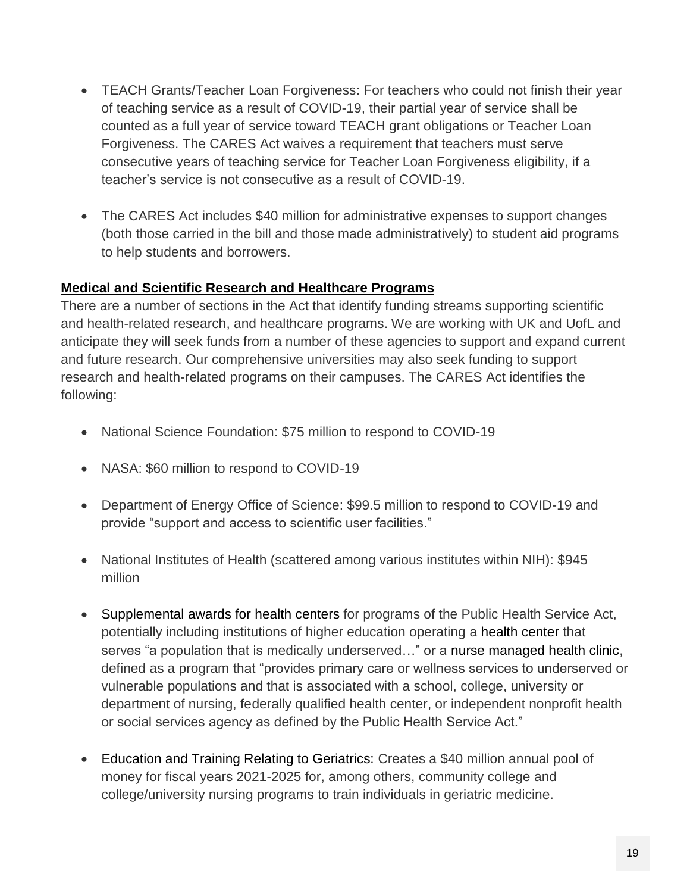- TEACH Grants/Teacher Loan Forgiveness: For teachers who could not finish their year of teaching service as a result of COVID-19, their partial year of service shall be counted as a full year of service toward TEACH grant obligations or Teacher Loan Forgiveness. The CARES Act waives a requirement that teachers must serve consecutive years of teaching service for Teacher Loan Forgiveness eligibility, if a teacher's service is not consecutive as a result of COVID-19.

- The CARES Act includes $40 million for administrative expenses to support changes (both those carried in the bill and those made administratively) to student aid programs to help students and borrowers.

**Medical and Scientific Research and Healthcare Programs**

There are a number of sections in the Act that identify funding streams supporting scientific and health-related research, and healthcare programs. We are working with UK and UofL and anticipate they will seek funds from a number of these agencies to support and expand current and future research. Our comprehensive universities may also seek funding to support research and health-related programs on their campuses. The CARES Act identifies the following:

- National Science Foundation: $75 million to respond to COVID-19

- NASA: $60 million to respond to COVID-19

- Department of Energy Office of Science: $99.5 million to respond to COVID-19 and provide "support and access to scientific user facilities."

- National Institutes of Health (scattered among various institutes within NIH): $945 million

- Supplemental awards for health centers for programs of the Public Health Service Act, potentially including institutions of higher education operating a health center that serves "a population that is medically underserved…" or a nurse managed health clinic, defined as a program that "provides primary care or wellness services to underserved or vulnerable populations and that is associated with a school, college, university or department of nursing, federally qualified health center, or independent nonprofit health or social services agency as defined by the Public Health Service Act."

- Education and Training Relating to Geriatrics: Creates a $40 million annual pool of money for fiscal years 2021-2025 for, among others, community college and college/university nursing programs to train individuals in geriatric medicine.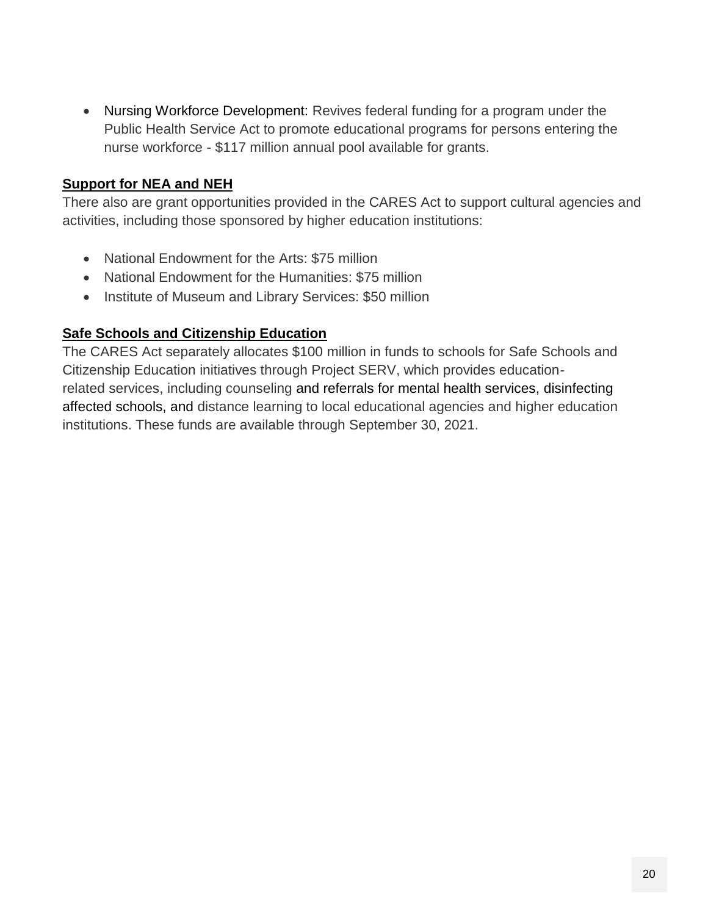- Nursing Workforce Development: Revives federal funding for a program under the Public Health Service Act to promote educational programs for persons entering the nurse workforce - $117 million annual pool available for grants.

**Support for NEA and NEH**

There also are grant opportunities provided in the CARES Act to support cultural agencies and activities, including those sponsored by higher education institutions:

- National Endowment for the Arts: $75 million
- National Endowment for the Humanities: $75 million
- Institute of Museum and Library Services: $50 million

**Safe Schools and Citizenship Education**

The CARES Act separately allocates $100 million in funds to schools for Safe Schools and Citizenship Education initiatives through Project SERV, which provides education-related services, including counseling and referrals for mental health services, disinfecting affected schools, and distance learning to local educational agencies and higher education institutions. These funds are available through September 30, 2021.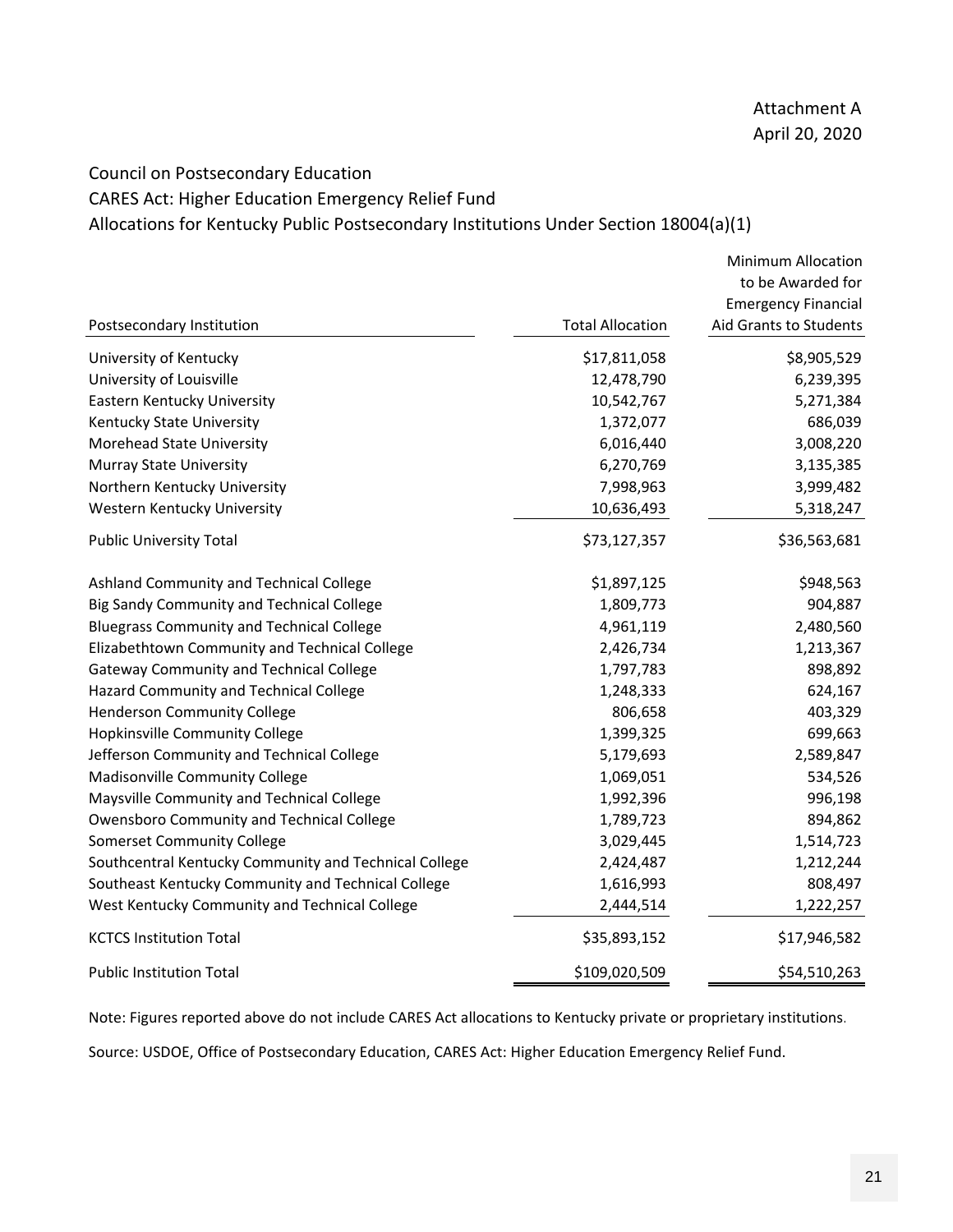Attachment A
April 20, 2020

Council on Postsecondary Education
CARES Act: Higher Education Emergency Relief Fund
Allocations for Kentucky Public Postsecondary Institutions Under Section 18004(a)(1)

| Postsecondary Institution | Total Allocation | Minimum Allocation to be Awarded for Emergency Financial Aid Grants to Students |
|---|---|---|
| University of Kentucky | $17,811,058 | $8,905,529 |
| University of Louisville | 12,478,790 | 6,239,395 |
| Eastern Kentucky University | 10,542,767 | 5,271,384 |
| Kentucky State University | 1,372,077 | 686,039 |
| Morehead State University | 6,016,440 | 3,008,220 |
| Murray State University | 6,270,769 | 3,135,385 |
| Northern Kentucky University | 7,998,963 | 3,999,482 |
| Western Kentucky University | 10,636,493 | 5,318,247 |
| Public University Total | $73,127,357 | $36,563,681 |
| Ashland Community and Technical College | $1,897,125 | $948,563 |
| Big Sandy Community and Technical College | 1,809,773 | 904,887 |
| Bluegrass Community and Technical College | 4,961,119 | 2,480,560 |
| Elizabethtown Community and Technical College | 2,426,734 | 1,213,367 |
| Gateway Community and Technical College | 1,797,783 | 898,892 |
| Hazard Community and Technical College | 1,248,333 | 624,167 |
| Henderson Community College | 806,658 | 403,329 |
| Hopkinsville Community College | 1,399,325 | 699,663 |
| Jefferson Community and Technical College | 5,179,693 | 2,589,847 |
| Madisonville Community College | 1,069,051 | 534,526 |
| Maysville Community and Technical College | 1,992,396 | 996,198 |
| Owensboro Community and Technical College | 1,789,723 | 894,862 |
| Somerset Community College | 3,029,445 | 1,514,723 |
| Southcentral Kentucky Community and Technical College | 2,424,487 | 1,212,244 |
| Southeast Kentucky Community and Technical College | 1,616,993 | 808,497 |
| West Kentucky Community and Technical College | 2,444,514 | 1,222,257 |
| KCTCS Institution Total | $35,893,152 | $17,946,582 |
| Public Institution Total | $109,020,509 | $54,510,263 |

Note: Figures reported above do not include CARES Act allocations to Kentucky private or proprietary institutions.

Source: USDOE, Office of Postsecondary Education, CARES Act: Higher Education Emergency Relief Fund.